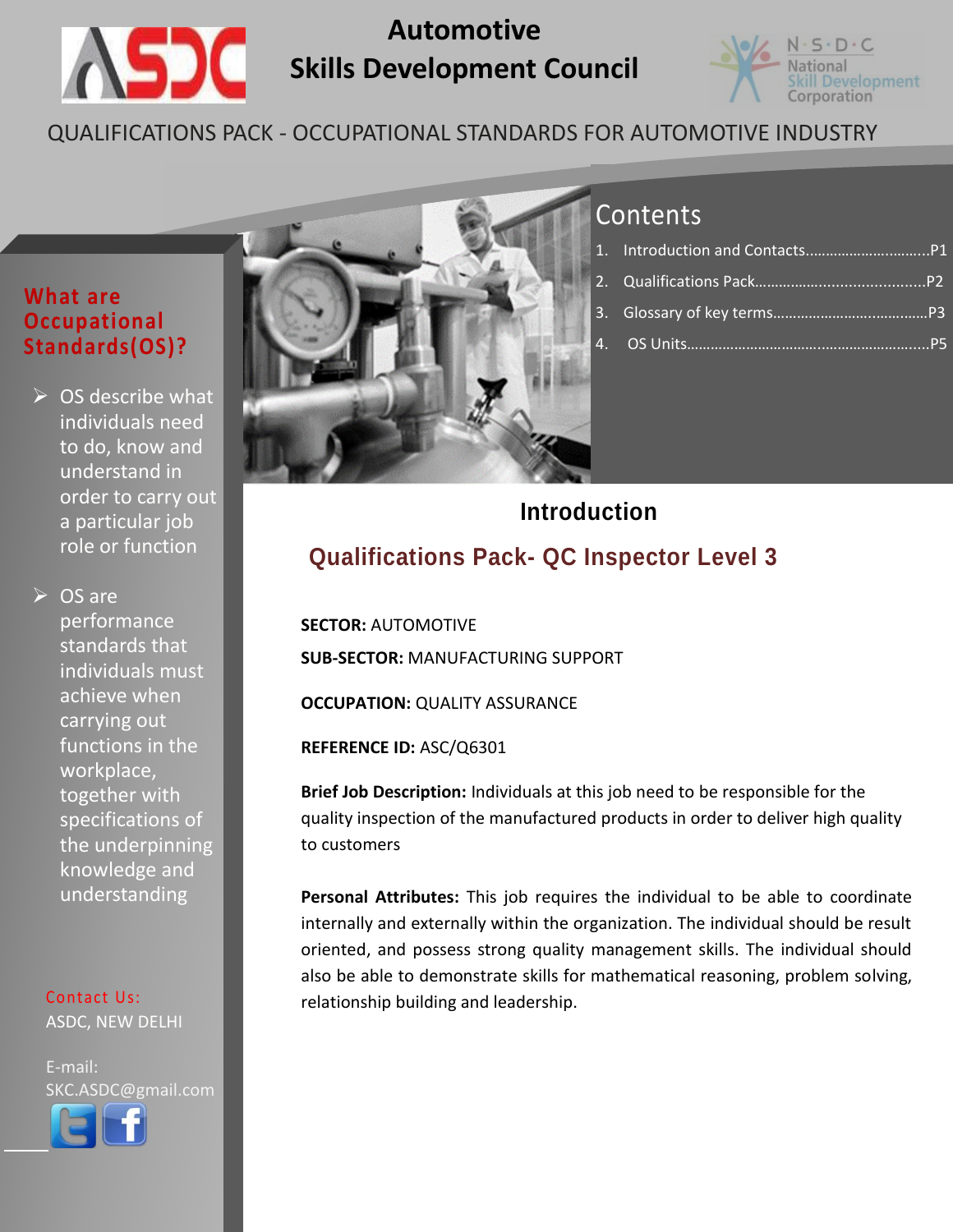# Automotive Skills Development Council

QUALIFICATIONS PACK - OCCUPATIONAL STANDARDS FOR AUTOMOTIVE INDUSTRY

## What are Occupational Standards(OS)?

- OS describe what individuals need to do, know and understand in order to carry out a particular job role or function
- OS are performance standards that individuals must achieve when carrying out functions in the workplace, together with specifications of the underpinning knowledge and understanding

Contact Us:
ASDC, NEW DELHI

E-mail:
SKC.ASDC@gmail.com

## Contents

1. Introduction and Contacts..............................P1
2. Qualifications Pack.......................................P2
3. Glossary of key terms....................................P3
4. OS Units.........................................................P5

## Introduction

### Qualifications Pack- QC Inspector Level 3

**SECTOR:** AUTOMOTIVE

**SUB-SECTOR:** MANUFACTURING SUPPORT

**OCCUPATION:** QUALITY ASSURANCE

**REFERENCE ID:** ASC/Q6301

**Brief Job Description:** Individuals at this job need to be responsible for the quality inspection of the manufactured products in order to deliver high quality to customers

**Personal Attributes:** This job requires the individual to be able to coordinate internally and externally within the organization. The individual should be result oriented, and possess strong quality management skills. The individual should also be able to demonstrate skills for mathematical reasoning, problem solving, relationship building and leadership.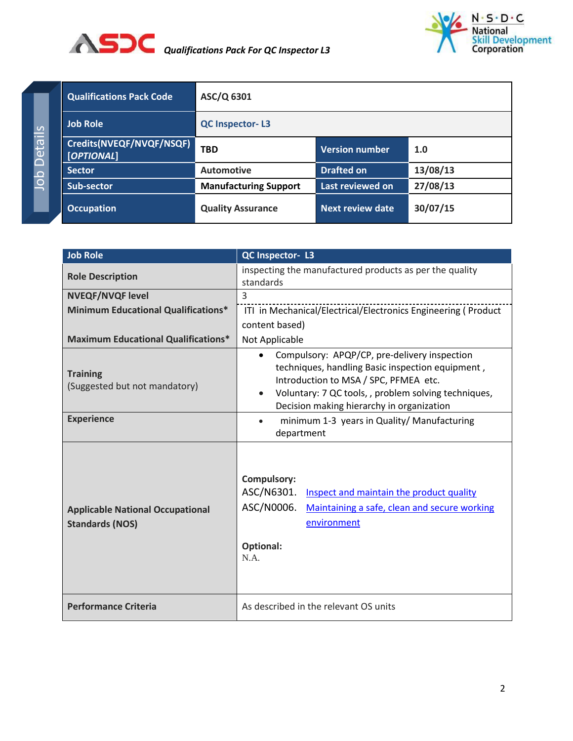Job Details

| Qualifications Pack Code | ASC/Q 6301 | | |
|---|---|---|---|
| Job Role | QC Inspector- L3 | | |
| Credits(NVEQF/NVQF/NSQF) [*OPTIONAL*] | TBD | Version number | 1.0 |
| Sector | Automotive | Drafted on | 13/08/13 |
| Sub-sector | Manufacturing Support | Last reviewed on | 27/08/13 |
| Occupation | Quality Assurance | Next review date | 30/07/15 |

| Job Role | QC Inspector- L3 |
|---|---|
| **Role Description** | inspecting the manufactured products as per the quality standards |
| **NVEQF/NVQF level** | 3 |
| **Minimum Educational Qualifications*** | ITI in Mechanical/Electrical/Electronics Engineering ( Product content based) |
| **Maximum Educational Qualifications*** | Not Applicable |
| **Training** (Suggested but not mandatory) | • Compulsory: APQP/CP, pre-delivery inspection techniques, handling Basic inspection equipment , Introduction to MSA / SPC, PFMEA etc. <br> • Voluntary: 7 QC tools, , problem solving techniques, Decision making hierarchy in organization |
| **Experience** | • minimum 1-3 years in Quality/ Manufacturing department |
| **Applicable National Occupational Standards (NOS)** | **Compulsory:** <br> ASC/N6301. Inspect and maintain the product quality <br> ASC/N0006. Maintaining a safe, clean and secure working environment <br><br> **Optional:** <br> N.A. |
| **Performance Criteria** | As described in the relevant OS units |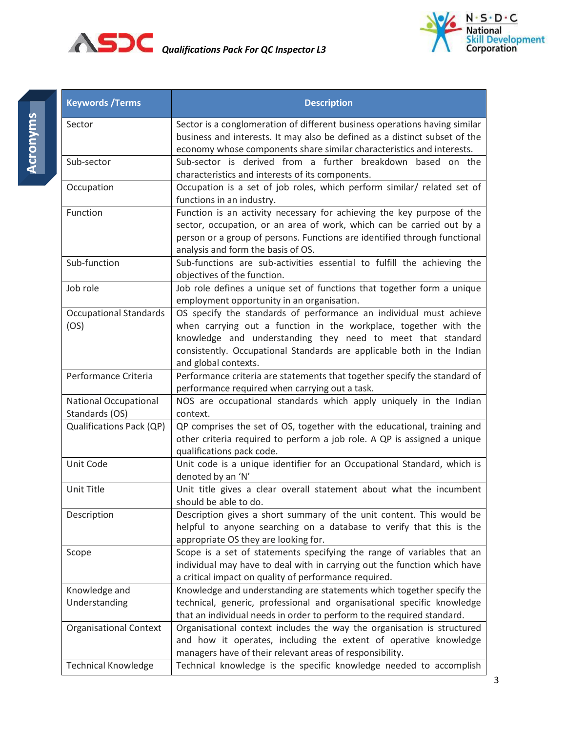Acronyms

| Keywords /Terms | Description |
|---|---|
| Sector | Sector is a conglomeration of different business operations having similar business and interests. It may also be defined as a distinct subset of the economy whose components share similar characteristics and interests. |
| Sub-sector | Sub-sector is derived from a further breakdown based on the characteristics and interests of its components. |
| Occupation | Occupation is a set of job roles, which perform similar/ related set of functions in an industry. |
| Function | Function is an activity necessary for achieving the key purpose of the sector, occupation, or an area of work, which can be carried out by a person or a group of persons. Functions are identified through functional analysis and form the basis of OS. |
| Sub-function | Sub-functions are sub-activities essential to fulfill the achieving the objectives of the function. |
| Job role | Job role defines a unique set of functions that together form a unique employment opportunity in an organisation. |
| Occupational Standards (OS) | OS specify the standards of performance an individual must achieve when carrying out a function in the workplace, together with the knowledge and understanding they need to meet that standard consistently. Occupational Standards are applicable both in the Indian and global contexts. |
| Performance Criteria | Performance criteria are statements that together specify the standard of performance required when carrying out a task. |
| National Occupational Standards (OS) | NOS are occupational standards which apply uniquely in the Indian context. |
| Qualifications Pack (QP) | QP comprises the set of OS, together with the educational, training and other criteria required to perform a job role. A QP is assigned a unique qualifications pack code. |
| Unit Code | Unit code is a unique identifier for an Occupational Standard, which is denoted by an 'N' |
| Unit Title | Unit title gives a clear overall statement about what the incumbent should be able to do. |
| Description | Description gives a short summary of the unit content. This would be helpful to anyone searching on a database to verify that this is the appropriate OS they are looking for. |
| Scope | Scope is a set of statements specifying the range of variables that an individual may have to deal with in carrying out the function which have a critical impact on quality of performance required. |
| Knowledge and Understanding | Knowledge and understanding are statements which together specify the technical, generic, professional and organisational specific knowledge that an individual needs in order to perform to the required standard. |
| Organisational Context | Organisational context includes the way the organisation is structured and how it operates, including the extent of operative knowledge managers have of their relevant areas of responsibility. |
| Technical Knowledge | Technical knowledge is the specific knowledge needed to accomplish |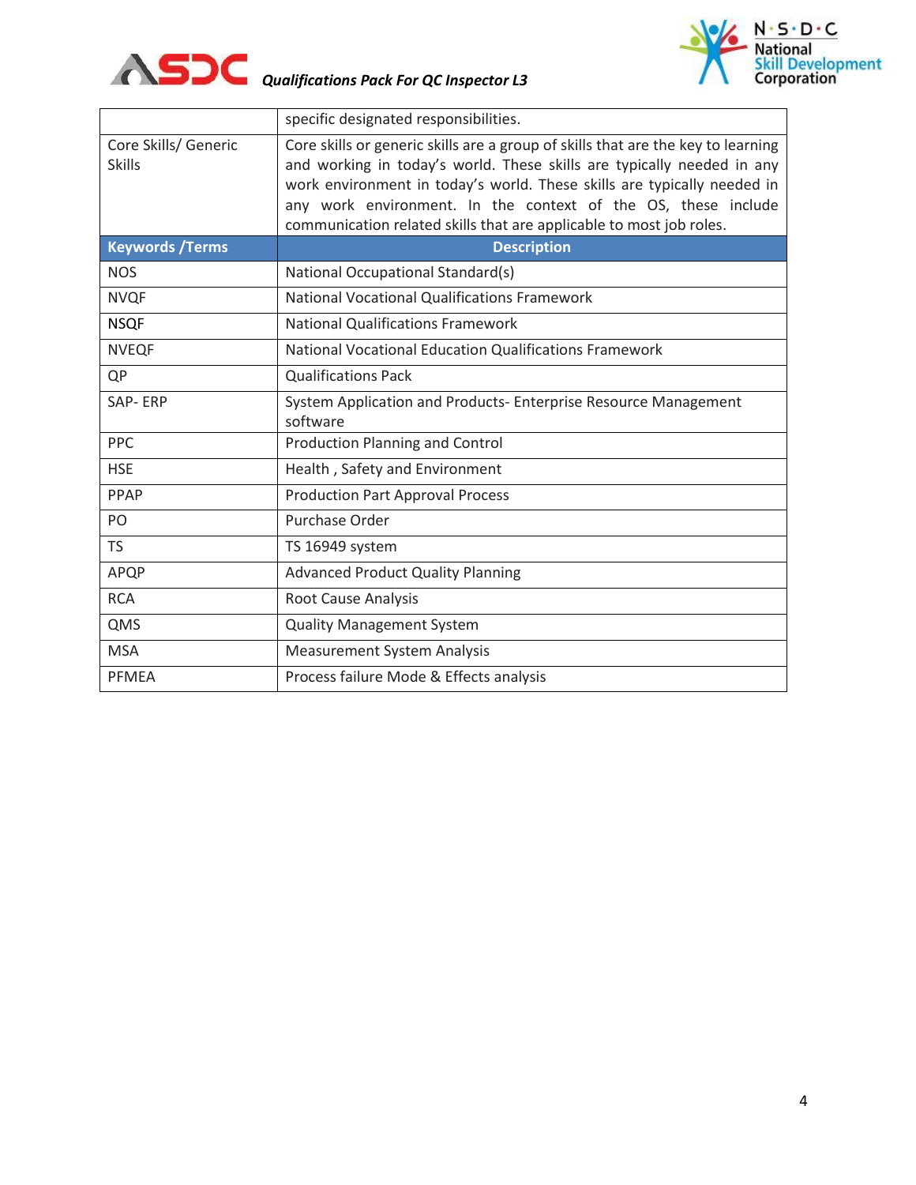|  |  |
| --- | --- |
|  | specific designated responsibilities. |
| Core Skills/ Generic Skills | Core skills or generic skills are a group of skills that are the key to learning and working in today's world. These skills are typically needed in any work environment in today's world. These skills are typically needed in any work environment. In the context of the OS, these include communication related skills that are applicable to most job roles. |

| Keywords /Terms | Description |
| --- | --- |
| NOS | National Occupational Standard(s) |
| NVQF | National Vocational Qualifications Framework |
| NSQF | National Qualifications Framework |
| NVEQF | National Vocational Education Qualifications Framework |
| QP | Qualifications Pack |
| SAP- ERP | System Application and Products- Enterprise Resource Management software |
| PPC | Production Planning and Control |
| HSE | Health , Safety and Environment |
| PPAP | Production Part Approval Process |
| PO | Purchase Order |
| TS | TS 16949 system |
| APQP | Advanced Product Quality Planning |
| RCA | Root Cause Analysis |
| QMS | Quality Management System |
| MSA | Measurement System Analysis |
| PFMEA | Process failure Mode & Effects analysis |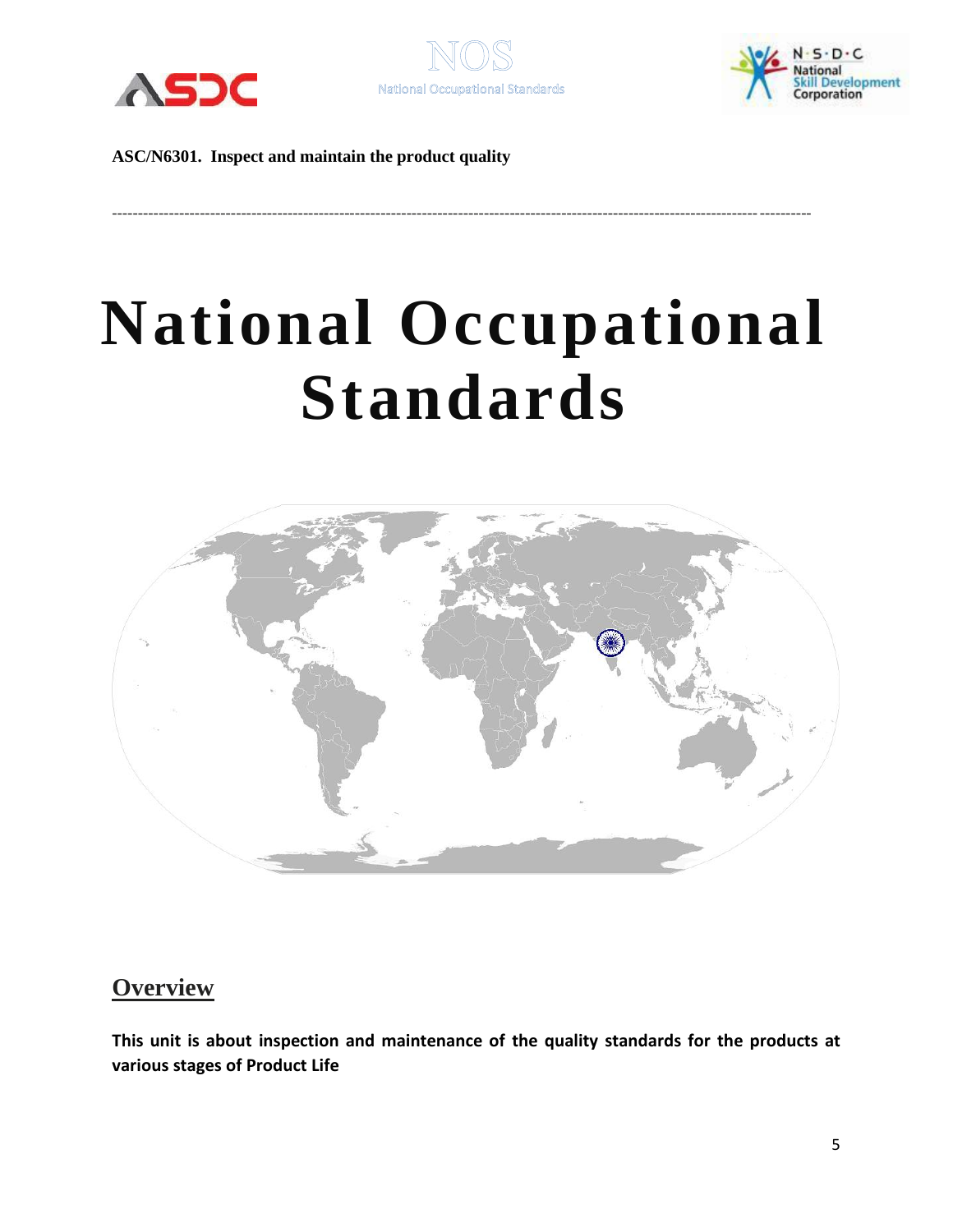**ASC/N6301. Inspect and maintain the product quality**

# National Occupational Standards

## Overview

**This unit is about inspection and maintenance of the quality standards for the products at various stages of Product Life**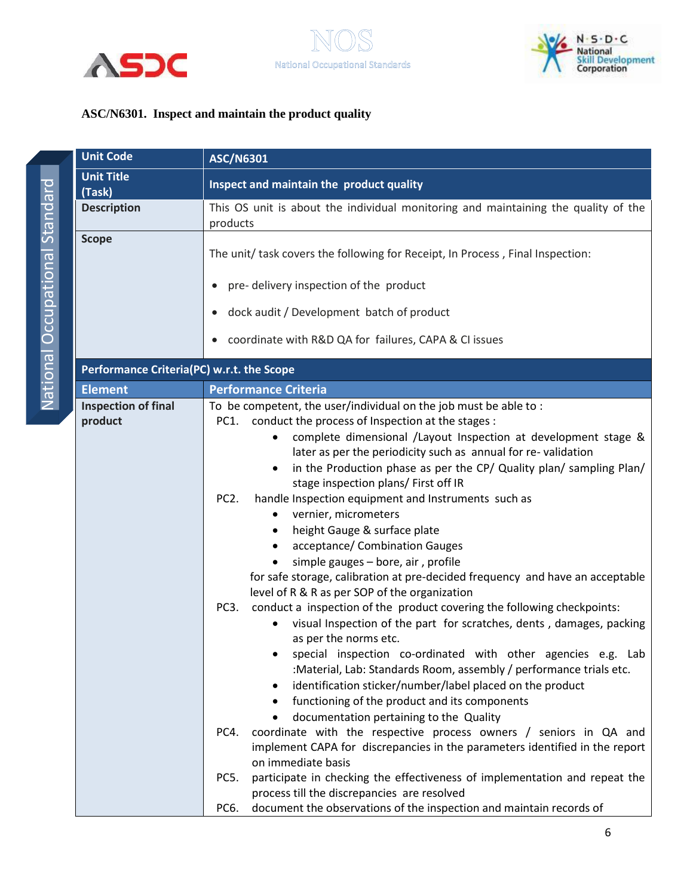### ASC/N6301. Inspect and maintain the product quality

| Unit Code | ASC/N6301 |
|---|---|
| Unit Title (Task) | Inspect and maintain the product quality |
| Description | This OS unit is about the individual monitoring and maintaining the quality of the products |
| Scope | The unit/ task covers the following for Receipt, In Process , Final Inspection:<br>• pre- delivery inspection of the product<br>• dock audit / Development batch of product<br>• coordinate with R&D QA for failures, CAPA & CI issues |
| **Performance Criteria(PC) w.r.t. the Scope** | |
| **Element** | **Performance Criteria** |
| Inspection of final product | To be competent, the user/individual on the job must be able to :<br>PC1. conduct the process of Inspection at the stages :<br>• complete dimensional /Layout Inspection at development stage & later as per the periodicity such as annual for re- validation<br>• in the Production phase as per the CP/ Quality plan/ sampling Plan/ stage inspection plans/ First off IR<br>PC2. handle Inspection equipment and Instruments such as<br>• vernier, micrometers<br>• height Gauge & surface plate<br>• acceptance/ Combination Gauges<br>• simple gauges – bore, air , profile<br>for safe storage, calibration at pre-decided frequency and have an acceptable level of R & R as per SOP of the organization<br>PC3. conduct a inspection of the product covering the following checkpoints:<br>• visual Inspection of the part for scratches, dents , damages, packing as per the norms etc.<br>• special inspection co-ordinated with other agencies e.g. Lab :Material, Lab: Standards Room, assembly / performance trials etc.<br>• identification sticker/number/label placed on the product<br>• functioning of the product and its components<br>• documentation pertaining to the Quality<br>PC4. coordinate with the respective process owners / seniors in QA and implement CAPA for discrepancies in the parameters identified in the report on immediate basis<br>PC5. participate in checking the effectiveness of implementation and repeat the process till the discrepancies are resolved<br>PC6. document the observations of the inspection and maintain records of |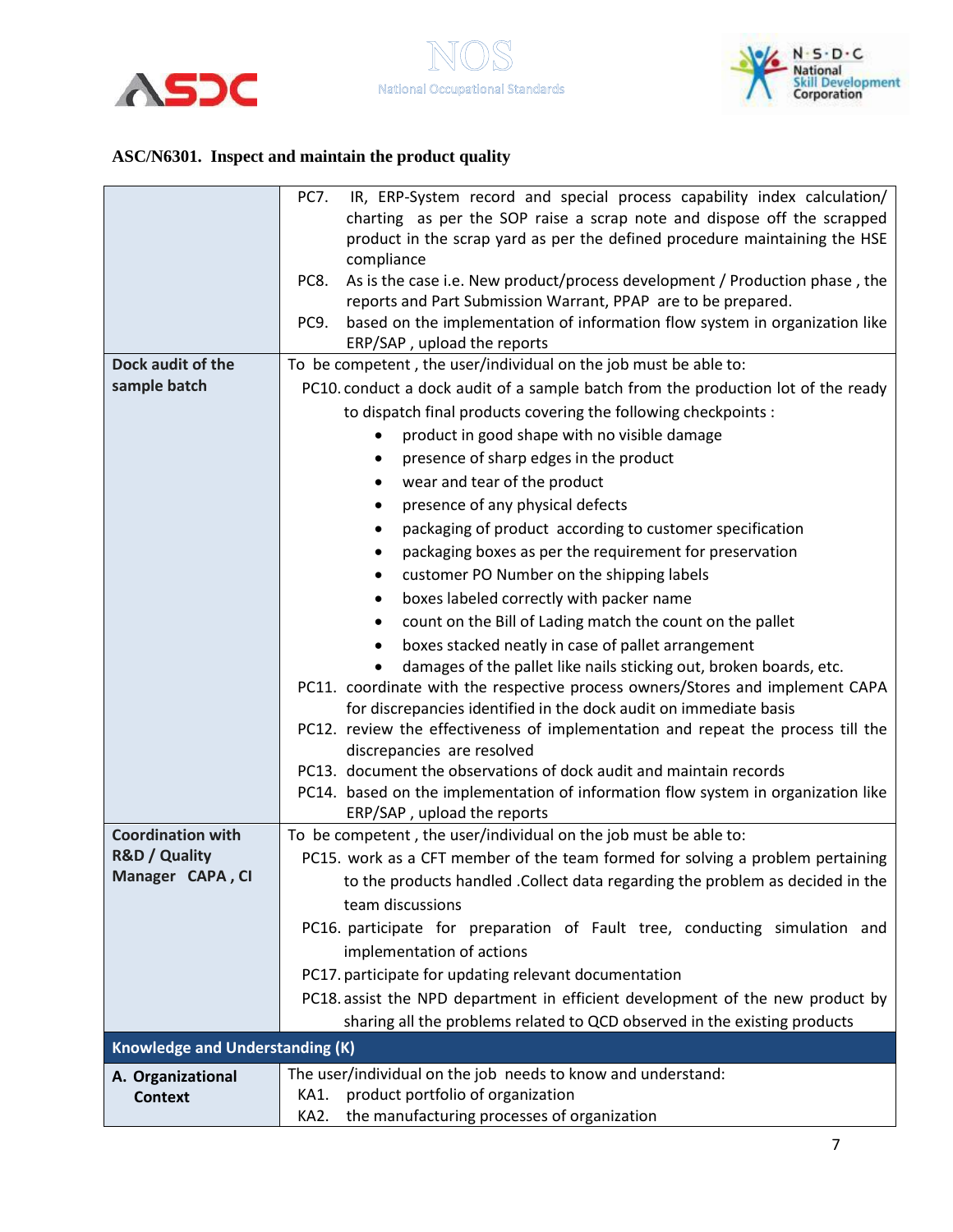## ASC/N6301. Inspect and maintain the product quality

| | |
|---|---|
| | PC7. IR, ERP-System record and special process capability index calculation/ charting as per the SOP raise a scrap note and dispose off the scrapped product in the scrap yard as per the defined procedure maintaining the HSE compliance<br>PC8. As is the case i.e. New product/process development / Production phase , the reports and Part Submission Warrant, PPAP are to be prepared.<br>PC9. based on the implementation of information flow system in organization like ERP/SAP , upload the reports |
| **Dock audit of the sample batch** | To be competent , the user/individual on the job must be able to:<br>PC10. conduct a dock audit of a sample batch from the production lot of the ready to dispatch final products covering the following checkpoints :<br>• product in good shape with no visible damage<br>• presence of sharp edges in the product<br>• wear and tear of the product<br>• presence of any physical defects<br>• packaging of product according to customer specification<br>• packaging boxes as per the requirement for preservation<br>• customer PO Number on the shipping labels<br>• boxes labeled correctly with packer name<br>• count on the Bill of Lading match the count on the pallet<br>• boxes stacked neatly in case of pallet arrangement<br>• damages of the pallet like nails sticking out, broken boards, etc.<br>PC11. coordinate with the respective process owners/Stores and implement CAPA for discrepancies identified in the dock audit on immediate basis<br>PC12. review the effectiveness of implementation and repeat the process till the discrepancies are resolved<br>PC13. document the observations of dock audit and maintain records<br>PC14. based on the implementation of information flow system in organization like ERP/SAP , upload the reports |
| **Coordination with R&D / Quality Manager CAPA , CI** | To be competent , the user/individual on the job must be able to:<br>PC15. work as a CFT member of the team formed for solving a problem pertaining to the products handled .Collect data regarding the problem as decided in the team discussions<br>PC16. participate for preparation of Fault tree, conducting simulation and implementation of actions<br>PC17. participate for updating relevant documentation<br>PC18. assist the NPD department in efficient development of the new product by sharing all the problems related to QCD observed in the existing products |
| **Knowledge and Understanding (K)** | |
| **A. Organizational Context** | The user/individual on the job needs to know and understand:<br>KA1. product portfolio of organization<br>KA2. the manufacturing processes of organization |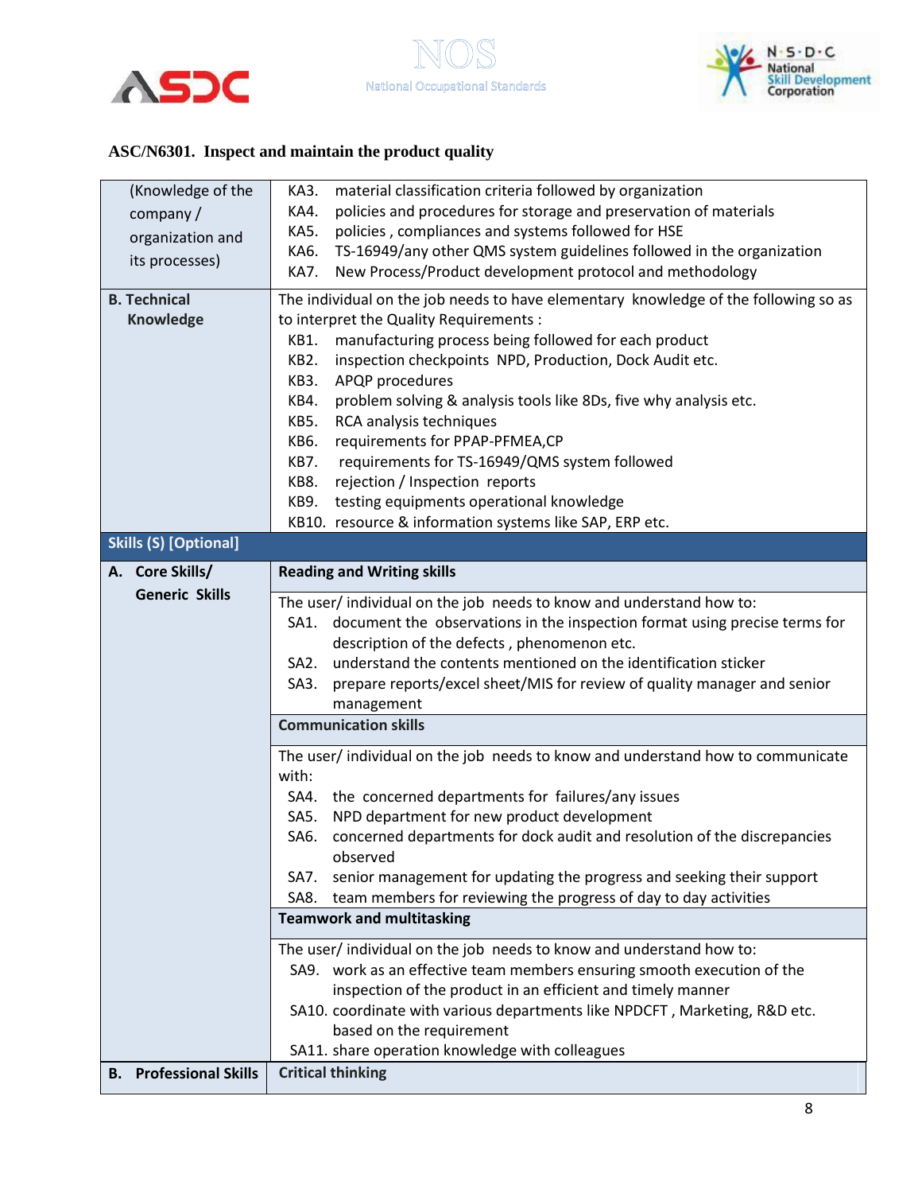## ASC/N6301. Inspect and maintain the product quality

| | |
|---|---|
| (Knowledge of the company / organization and its processes) | KA3. material classification criteria followed by organization<br>KA4. policies and procedures for storage and preservation of materials<br>KA5. policies , compliances and systems followed for HSE<br>KA6. TS-16949/any other QMS system guidelines followed in the organization<br>KA7. New Process/Product development protocol and methodology |
| **B. Technical Knowledge** | The individual on the job needs to have elementary knowledge of the following so as to interpret the Quality Requirements :<br>KB1. manufacturing process being followed for each product<br>KB2. inspection checkpoints NPD, Production, Dock Audit etc.<br>KB3. APQP procedures<br>KB4. problem solving & analysis tools like 8Ds, five why analysis etc.<br>KB5. RCA analysis techniques<br>KB6. requirements for PPAP-PFMEA,CP<br>KB7. requirements for TS-16949/QMS system followed<br>KB8. rejection / Inspection reports<br>KB9. testing equipments operational knowledge<br>KB10. resource & information systems like SAP, ERP etc. |
| **Skills (S) [Optional]** | |
| **A. Core Skills/ Generic Skills** | **Reading and Writing skills** |
| | The user/ individual on the job needs to know and understand how to:<br>SA1. document the observations in the inspection format using precise terms for description of the defects , phenomenon etc.<br>SA2. understand the contents mentioned on the identification sticker<br>SA3. prepare reports/excel sheet/MIS for review of quality manager and senior management |
| | **Communication skills** |
| | The user/ individual on the job needs to know and understand how to communicate with:<br>SA4. the concerned departments for failures/any issues<br>SA5. NPD department for new product development<br>SA6. concerned departments for dock audit and resolution of the discrepancies observed<br>SA7. senior management for updating the progress and seeking their support<br>SA8. team members for reviewing the progress of day to day activities |
| | **Teamwork and multitasking** |
| | The user/ individual on the job needs to know and understand how to:<br>SA9. work as an effective team members ensuring smooth execution of the inspection of the product in an efficient and timely manner<br>SA10. coordinate with various departments like NPDCFT , Marketing, R&D etc. based on the requirement<br>SA11. share operation knowledge with colleagues |
| **B. Professional Skills** | **Critical thinking** |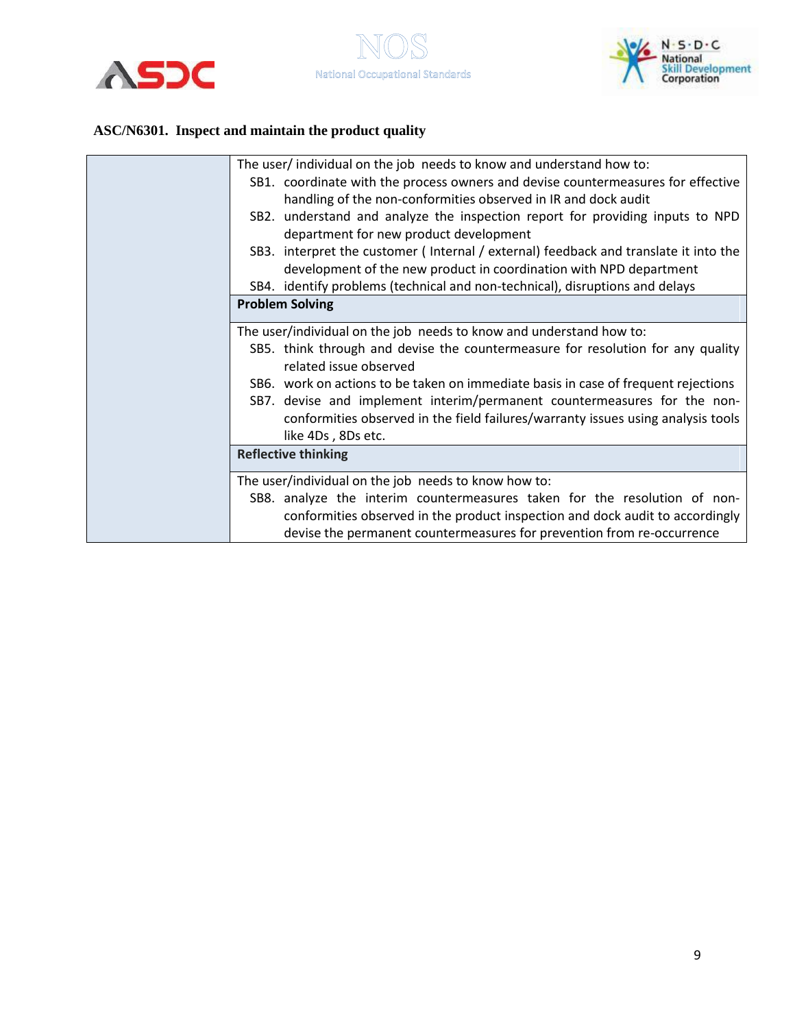## ASC/N6301. Inspect and maintain the product quality

| | |
|---|---|
| | The user/ individual on the job needs to know and understand how to:<br>SB1. coordinate with the process owners and devise countermeasures for effective handling of the non-conformities observed in IR and dock audit<br>SB2. understand and analyze the inspection report for providing inputs to NPD department for new product development<br>SB3. interpret the customer ( Internal / external) feedback and translate it into the development of the new product in coordination with NPD department<br>SB4. identify problems (technical and non-technical), disruptions and delays |
| | **Problem Solving** |
| | The user/individual on the job needs to know and understand how to:<br>SB5. think through and devise the countermeasure for resolution for any quality related issue observed<br>SB6. work on actions to be taken on immediate basis in case of frequent rejections<br>SB7. devise and implement interim/permanent countermeasures for the non-conformities observed in the field failures/warranty issues using analysis tools like 4Ds , 8Ds etc. |
| | **Reflective thinking** |
| | The user/individual on the job needs to know how to:<br>SB8. analyze the interim countermeasures taken for the resolution of non-conformities observed in the product inspection and dock audit to accordingly devise the permanent countermeasures for prevention from re-occurrence |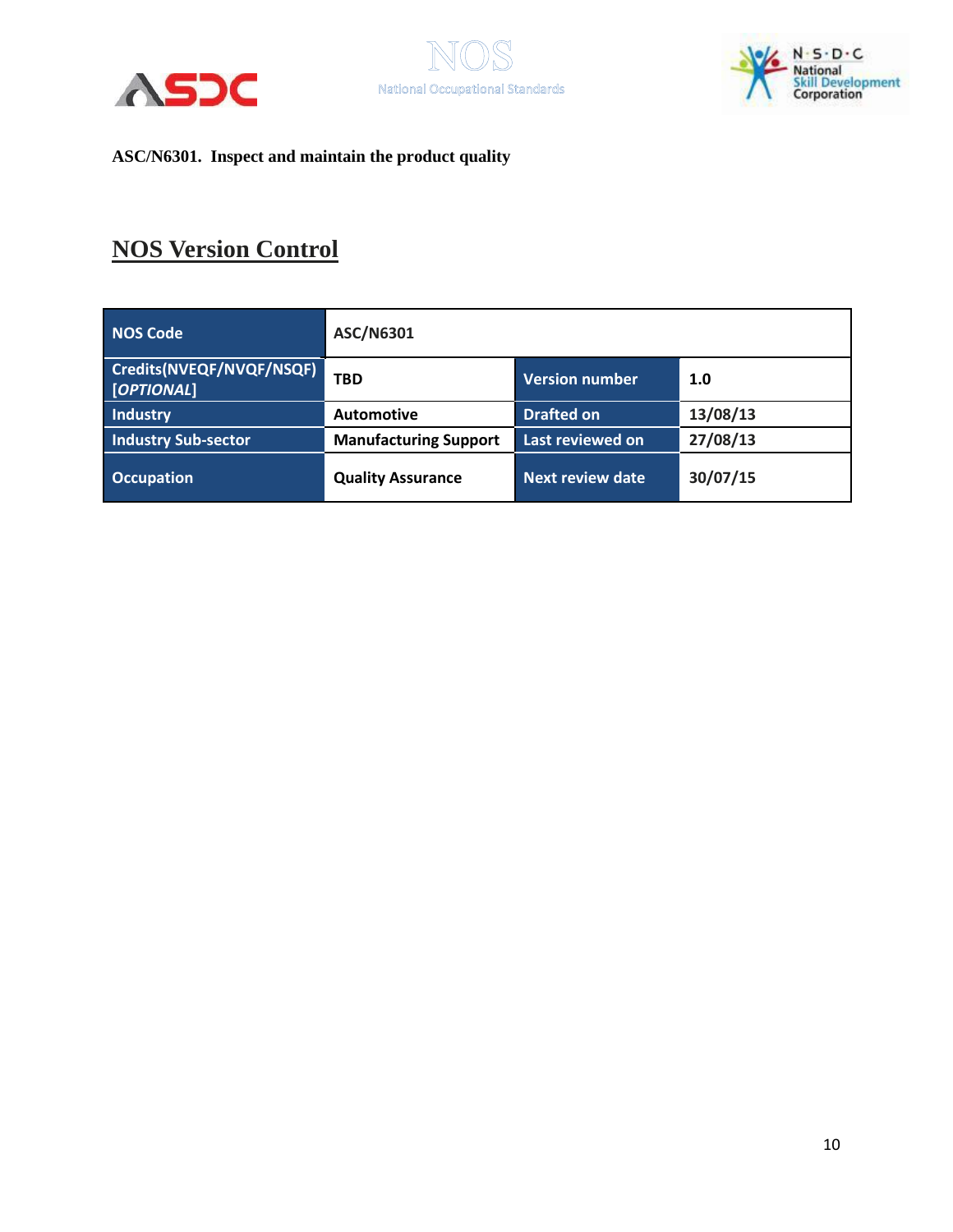**ASC/N6301. Inspect and maintain the product quality**

## NOS Version Control

| NOS Code | ASC/N6301 | | |
|---|---|---|---|
| Credits(NVEQF/NVQF/NSQF) [*OPTIONAL*] | TBD | Version number | 1.0 |
| Industry | Automotive | Drafted on | 13/08/13 |
| Industry Sub-sector | Manufacturing Support | Last reviewed on | 27/08/13 |
| Occupation | Quality Assurance | Next review date | 30/07/15 |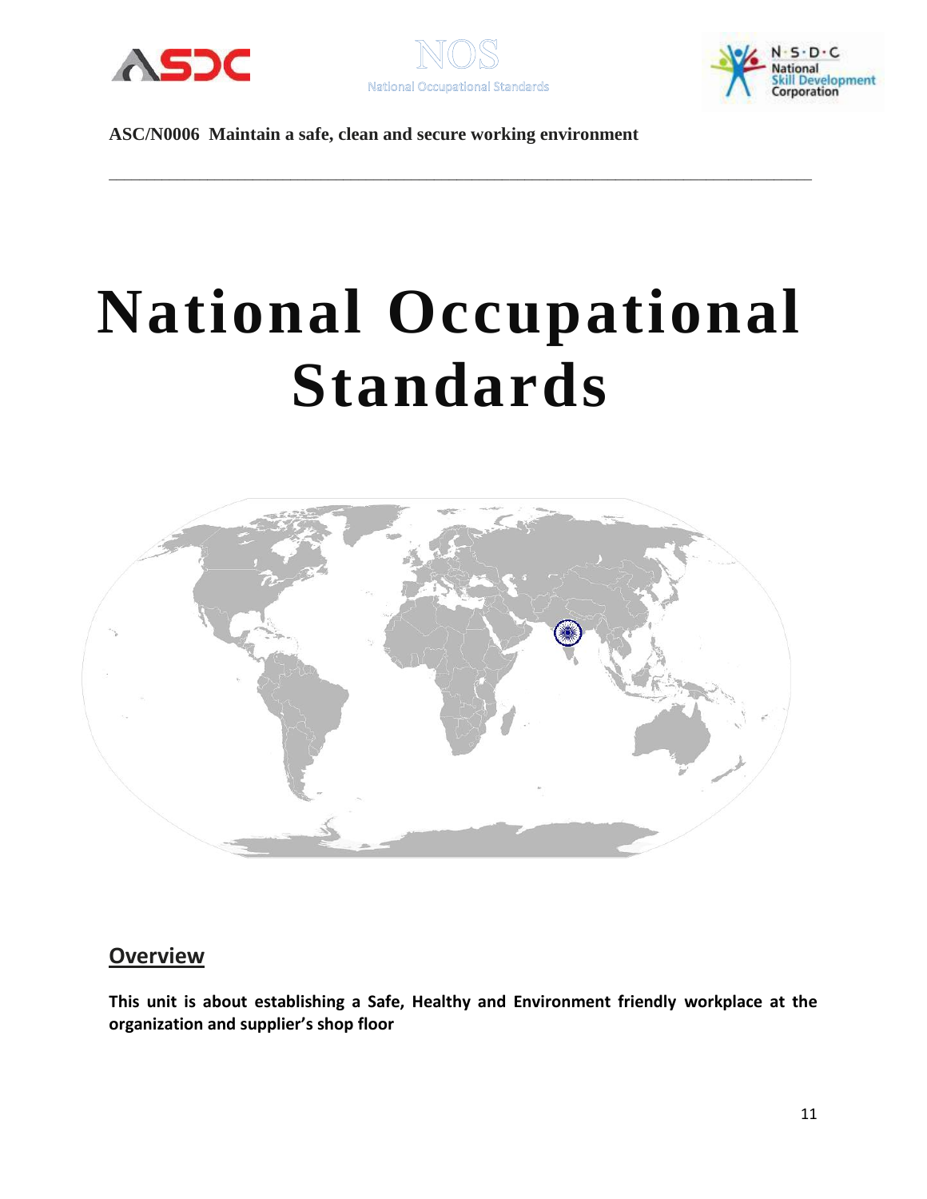**ASC/N0006 Maintain a safe, clean and secure working environment**

# National Occupational Standards

## Overview

**This unit is about establishing a Safe, Healthy and Environment friendly workplace at the organization and supplier's shop floor**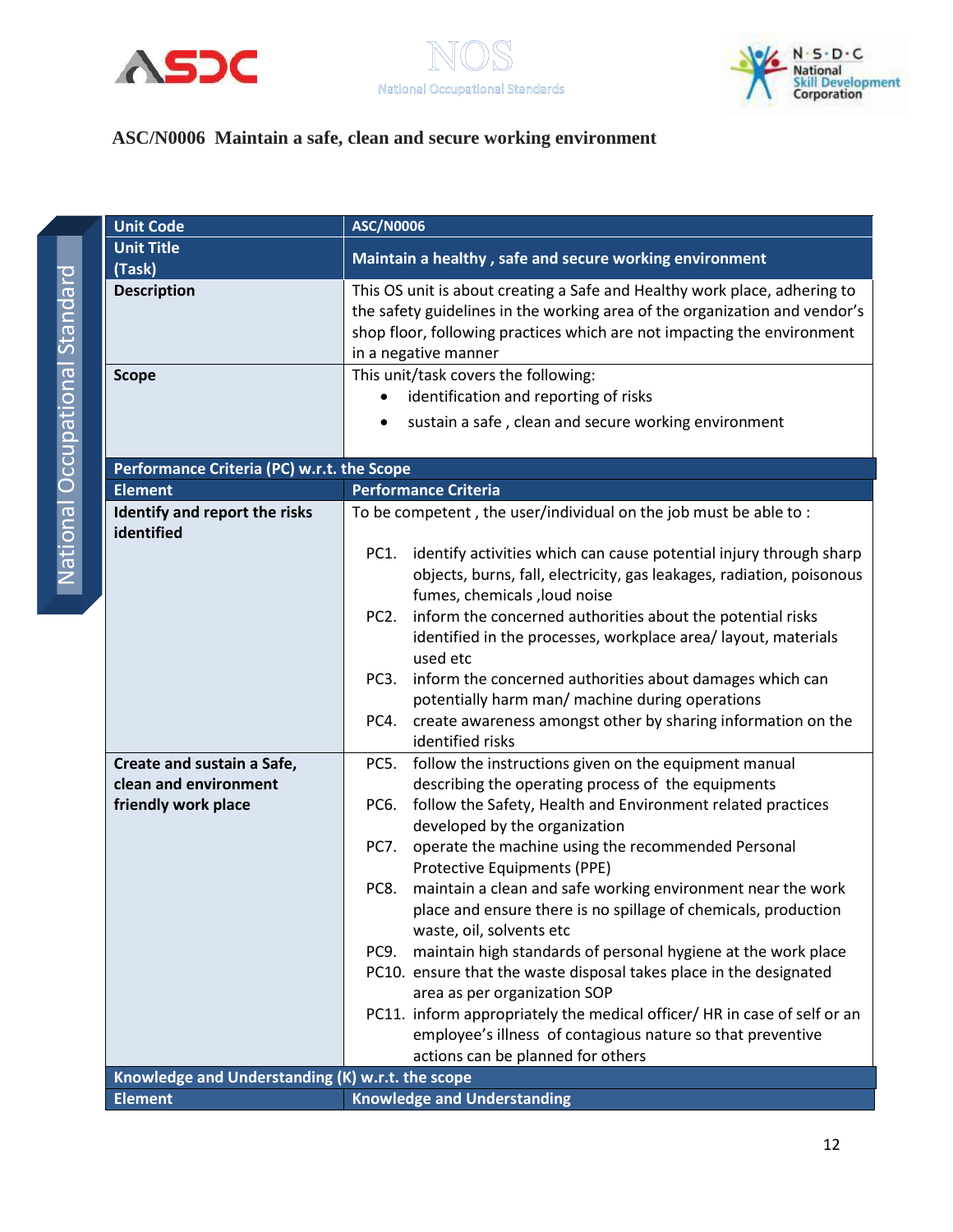# ASC/N0006 Maintain a safe, clean and secure working environment

| Unit Code | ASC/N0006 |
|---|---|
| Unit Title (Task) | Maintain a healthy , safe and secure working environment |
| Description | This OS unit is about creating a Safe and Healthy work place, adhering to the safety guidelines in the working area of the organization and vendor's shop floor, following practices which are not impacting the environment in a negative manner |
| Scope | This unit/task covers the following:<br>• identification and reporting of risks<br>• sustain a safe , clean and secure working environment |
| **Performance Criteria (PC) w.r.t. the Scope** | |
| **Element** | **Performance Criteria** |
| **Identify and report the risks identified** | To be competent , the user/individual on the job must be able to :<br>PC1. identify activities which can cause potential injury through sharp objects, burns, fall, electricity, gas leakages, radiation, poisonous fumes, chemicals ,loud noise<br>PC2. inform the concerned authorities about the potential risks identified in the processes, workplace area/ layout, materials used etc<br>PC3. inform the concerned authorities about damages which can potentially harm man/ machine during operations<br>PC4. create awareness amongst other by sharing information on the identified risks |
| **Create and sustain a Safe, clean and environment friendly work place** | PC5. follow the instructions given on the equipment manual describing the operating process of the equipments<br>PC6. follow the Safety, Health and Environment related practices developed by the organization<br>PC7. operate the machine using the recommended Personal Protective Equipments (PPE)<br>PC8. maintain a clean and safe working environment near the work place and ensure there is no spillage of chemicals, production waste, oil, solvents etc<br>PC9. maintain high standards of personal hygiene at the work place<br>PC10. ensure that the waste disposal takes place in the designated area as per organization SOP<br>PC11. inform appropriately the medical officer/ HR in case of self or an employee's illness of contagious nature so that preventive actions can be planned for others |
| **Knowledge and Understanding (K) w.r.t. the scope** | |
| **Element** | **Knowledge and Understanding** |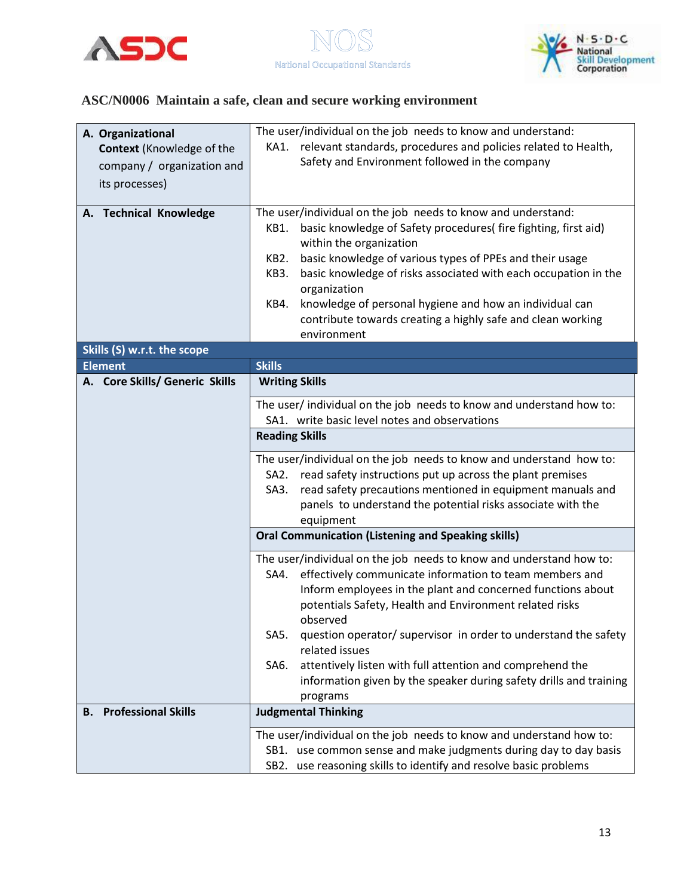## ASC/N0006 Maintain a safe, clean and secure working environment

| | |
|---|---|
| **A. Organizational Context** (Knowledge of the company / organization and its processes) | The user/individual on the job needs to know and understand:<br>KA1. relevant standards, procedures and policies related to Health, Safety and Environment followed in the company |
| **A. Technical Knowledge** | The user/individual on the job needs to know and understand:<br>KB1. basic knowledge of Safety procedures( fire fighting, first aid) within the organization<br>KB2. basic knowledge of various types of PPEs and their usage<br>KB3. basic knowledge of risks associated with each occupation in the organization<br>KB4. knowledge of personal hygiene and how an individual can contribute towards creating a highly safe and clean working environment |
| **Skills (S) w.r.t. the scope** | |
| **Element** | **Skills** |
| **A. Core Skills/ Generic Skills** | **Writing Skills** |
| | The user/ individual on the job needs to know and understand how to:<br>SA1. write basic level notes and observations |
| | **Reading Skills** |
| | The user/individual on the job needs to know and understand how to:<br>SA2. read safety instructions put up across the plant premises<br>SA3. read safety precautions mentioned in equipment manuals and panels to understand the potential risks associate with the equipment |
| | **Oral Communication (Listening and Speaking skills)** |
| | The user/individual on the job needs to know and understand how to:<br>SA4. effectively communicate information to team members and Inform employees in the plant and concerned functions about potentials Safety, Health and Environment related risks observed<br>SA5. question operator/ supervisor in order to understand the safety related issues<br>SA6. attentively listen with full attention and comprehend the information given by the speaker during safety drills and training programs |
| **B. Professional Skills** | **Judgmental Thinking** |
| | The user/individual on the job needs to know and understand how to:<br>SB1. use common sense and make judgments during day to day basis<br>SB2. use reasoning skills to identify and resolve basic problems |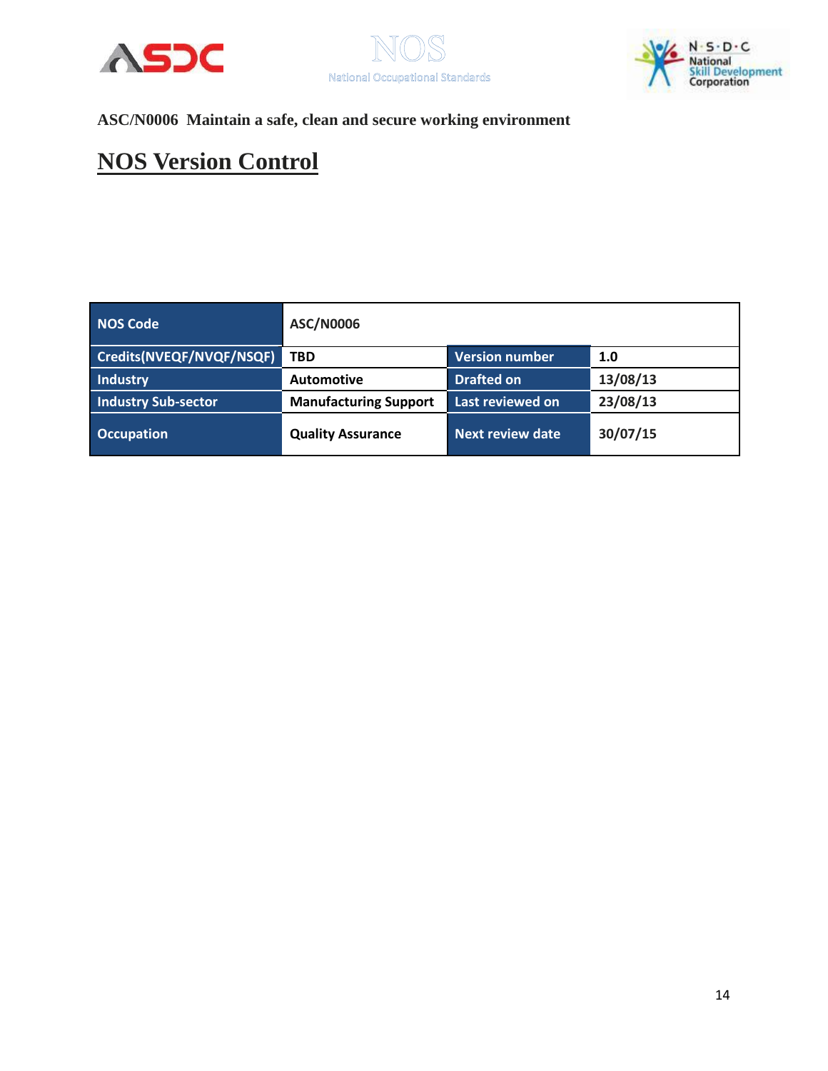**ASC/N0006 Maintain a safe, clean and secure working environment**

# NOS Version Control

| | | | |
|---|---|---|---|
| **NOS Code** | **ASC/N0006** | | |
| **Credits(NVEQF/NVQF/NSQF)** | **TBD** | **Version number** | **1.0** |
| **Industry** | **Automotive** | **Drafted on** | **13/08/13** |
| **Industry Sub-sector** | **Manufacturing Support** | **Last reviewed on** | **23/08/13** |
| **Occupation** | **Quality Assurance** | **Next review date** | **30/07/15** |